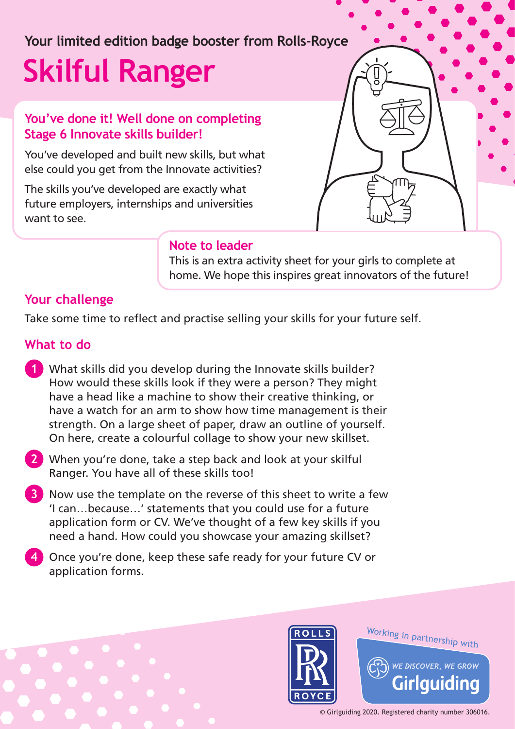Your limited edition badge booster from Rolls-Royce

# Skilful Ranger

## You've done it! Well done on completing Stage 6 Innovate skills builder!

You've developed and built new skills, but what else could you get from the Innovate activities?

The skills you've developed are exactly what future employers, internships and universities want to see.

### Note to leader

This is an extra activity sheet for your girls to complete at home. We hope this inspires great innovators of the future!

## Your challenge

Take some time to reflect and practise selling your skills for your future self.

## What to do

1. What skills did you develop during the Innovate skills builder? How would these skills look if they were a person? They might have a head like a machine to show their creative thinking, or have a watch for an arm to show how time management is their strength. On a large sheet of paper, draw an outline of yourself. On here, create a colourful collage to show your new skillset.
2. When you're done, take a step back and look at your skilful Ranger. You have all of these skills too!
3. Now use the template on the reverse of this sheet to write a few 'I can…because…' statements that you could use for a future application form or CV. We've thought of a few key skills if you need a hand. How could you showcase your amazing skillset?
4. Once you're done, keep these safe ready for your future CV or application forms.

Working in partnership with

WE DISCOVER, WE GROW Girlguiding

© Girlguiding 2020. Registered charity number 306016.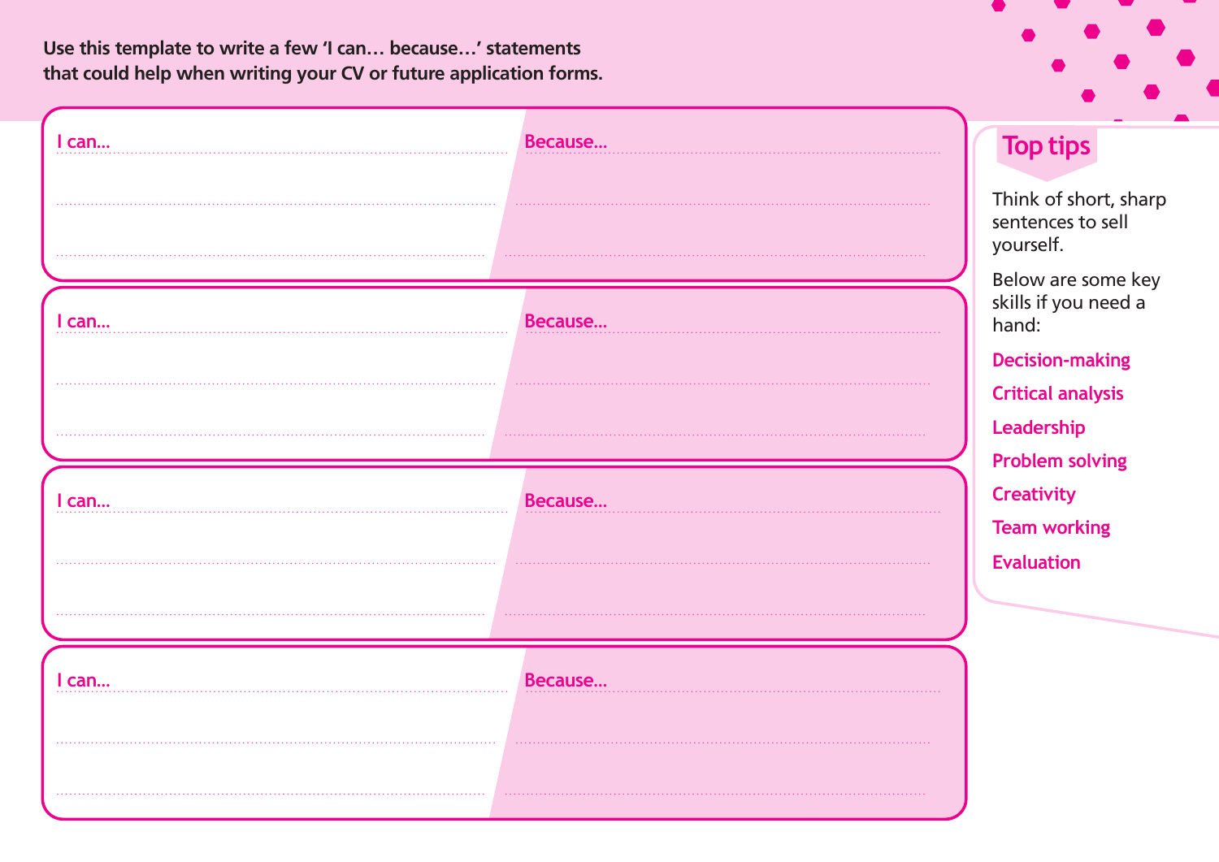**Use this template to write a few 'I can… because…' statements that could help when writing your CV or future application forms.**

I can…

Because…

I can…

Because…

I can…

Because…

I can…

Because…

## Top tips

Think of short, sharp sentences to sell yourself.

Below are some key skills if you need a hand:

**Decision-making**

**Critical analysis**

**Leadership**

**Problem solving**

**Creativity**

**Team working**

**Evaluation**